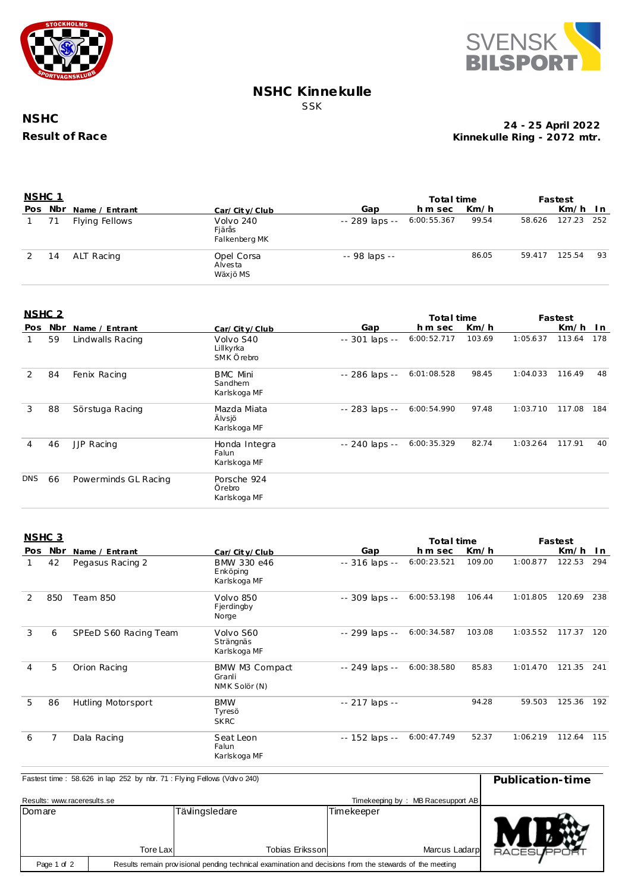# NSHC Kinnekulle

SSK

**NSHC**

**Result of Race**

**24 - 25 April 2022**

**Kinnekulle Ring - 2072 mtr.**

## NSHC 1

| Pos | Nbr | Name / Entrant | Car/City/Club | Gap | Total time h m sec | Km/h | Fastest | Km/h | In |
|---|---|---|---|---|---|---|---|---|---|
| 1 | 71 | Flying Fellows | Volvo 240<br>Fjärås<br>Falkenberg MK | -- 289 laps -- | 6:00:55.367 | 99.54 | 58.626 | 127.23 | 252 |
| 2 | 14 | ALT Racing | Opel Corsa<br>Alvesta<br>Wäxjö MS | -- 98 laps -- | | 86.05 | 59.417 | 125.54 | 93 |

## NSHC 2

| Pos | Nbr | Name / Entrant | Car/City/Club | Gap | Total time h m sec | Km/h | Fastest | Km/h | In |
|---|---|---|---|---|---|---|---|---|---|
| 1 | 59 | Lindwalls Racing | Volvo S40<br>Lillkyrka<br>SMK Örebro | -- 301 laps -- | 6:00:52.717 | 103.69 | 1:05.637 | 113.64 | 178 |
| 2 | 84 | Fenix Racing | BMC Mini<br>Sandhem<br>Karlskoga MF | -- 286 laps -- | 6:01:08.528 | 98.45 | 1:04.033 | 116.49 | 48 |
| 3 | 88 | Sörstuga Racing | Mazda Miata<br>Älvsjö<br>Karlskoga MF | -- 283 laps -- | 6:00:54.990 | 97.48 | 1:03.710 | 117.08 | 184 |
| 4 | 46 | JJP Racing | Honda Integra<br>Falun<br>Karlskoga MF | -- 240 laps -- | 6:00:35.329 | 82.74 | 1:03.264 | 117.91 | 40 |
| DNS | 66 | Powerminds GL Racing | Porsche 924<br>Örebro<br>Karlskoga MF | | | | | | |

## NSHC 3

| Pos | Nbr | Name / Entrant | Car/City/Club | Gap | Total time h m sec | Km/h | Fastest | Km/h | In |
|---|---|---|---|---|---|---|---|---|---|
| 1 | 42 | Pegasus Racing 2 | BMW 330 e46<br>Enköping<br>Karlskoga MF | -- 316 laps -- | 6:00:23.521 | 109.00 | 1:00.877 | 122.53 | 294 |
| 2 | 850 | Team 850 | Volvo 850<br>Fjerdingby<br>Norge | -- 309 laps -- | 6:00:53.198 | 106.44 | 1:01.805 | 120.69 | 238 |
| 3 | 6 | SPEeD S60 Racing Team | Volvo S60<br>Strängnäs<br>Karlskoga MF | -- 299 laps -- | 6:00:34.587 | 103.08 | 1:03.552 | 117.37 | 120 |
| 4 | 5 | Orion Racing | BMW M3 Compact<br>Granli<br>NMK Solör (N) | -- 249 laps -- | 6:00:38.580 | 85.83 | 1:01.470 | 121.35 | 241 |
| 5 | 86 | Hutling Motorsport | BMW<br>Tyresö<br>SKRC | -- 217 laps -- | | 94.28 | 59.503 | 125.36 | 192 |
| 6 | 7 | Dala Racing | Seat Leon<br>Falun<br>Karlskoga MF | -- 152 laps -- | 6:00:47.749 | 52.37 | 1:06.219 | 112.64 | 115 |

Fastest time : 58.626 in lap 252 by nbr. 71 : Flying Fellows (Volvo 240)

**Publication-time**

Results: www.raceresults.se

Timekeeping by : MB Racesupport AB

| Domare | Tävlingsledare | Timekeeper |
|---|---|---|
| Tore Lax | Tobias Eriksson | Marcus Ladarp |

Results remain provisional pending technical examination and decisions from the stewards of the meeting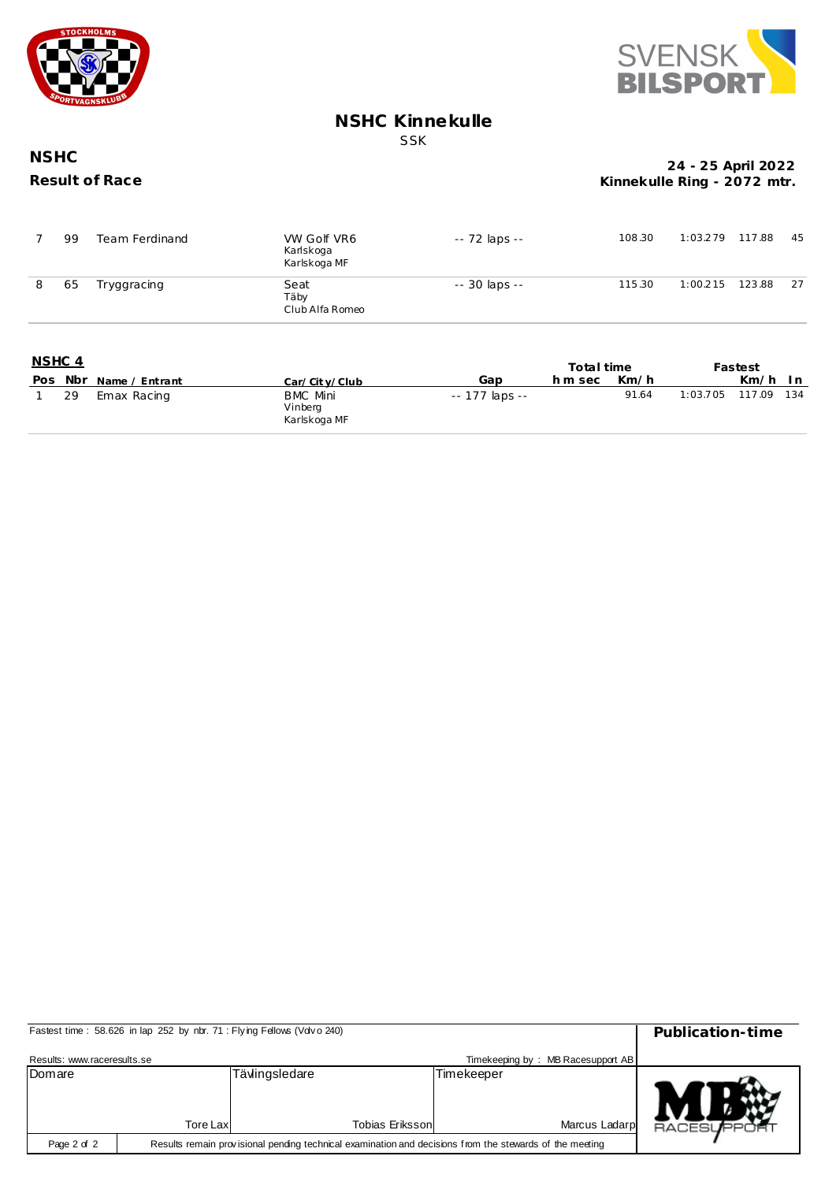# NSHC Kinnekulle

SSK

## NSHC

**Result of Race**

**24 - 25 April 2022**
**Kinnekulle Ring - 2072 mtr.**

| Pos | Nbr | Name / Entrant | Car/ City/ Club | Gap | h m sec | Km/ h | Fastest | Km/ h | In |
|---|---|---|---|---|---|---|---|---|---|
| 7 | 99 | Team Ferdinand | VW Golf VR6<br>Karlskoga<br>Karlskoga MF | -- 72 laps -- | | 108.30 | 1:03.279 | 117.88 | 45 |
| 8 | 65 | Tryggracing | Seat<br>Täby<br>Club Alfa Romeo | -- 30 laps -- | | 115.30 | 1:00.215 | 123.88 | 27 |

### NSHC 4

| Pos | Nbr | Name / Entrant | Car/ City/ Club | Gap | Total time h m sec | Km/ h | Fastest | Km/ h | In |
|---|---|---|---|---|---|---|---|---|---|
| 1 | 29 | Emax Racing | BMC Mini<br>Vinberg<br>Karlskoga MF | -- 177 laps -- | | 91.64 | 1:03.705 | 117.09 | 134 |

Fastest time : 58.626 in lap 252 by nbr. 71 : Flying Fellows (Volvo 240)

Results: www.raceresults.se

Timekeeping by : MB Racesupport AB

**Publication-time**

| Domare | Tävlingsledare | Timekeeper |
|---|---|---|
| Tore Lax | Tobias Eriksson | Marcus Ladarp |

Results remain provisional pending technical examination and decisions from the stewards of the meeting